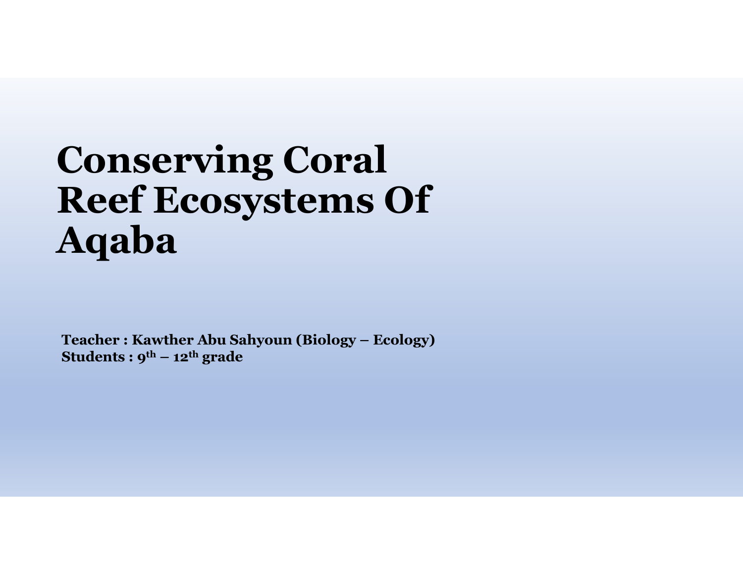# Conserving Coral Reef Ecosystems Of Aqaba

**Teacher : Kawther Abu Sahyoun (Biology – Ecology)**
**Students : 9th – 12th grade**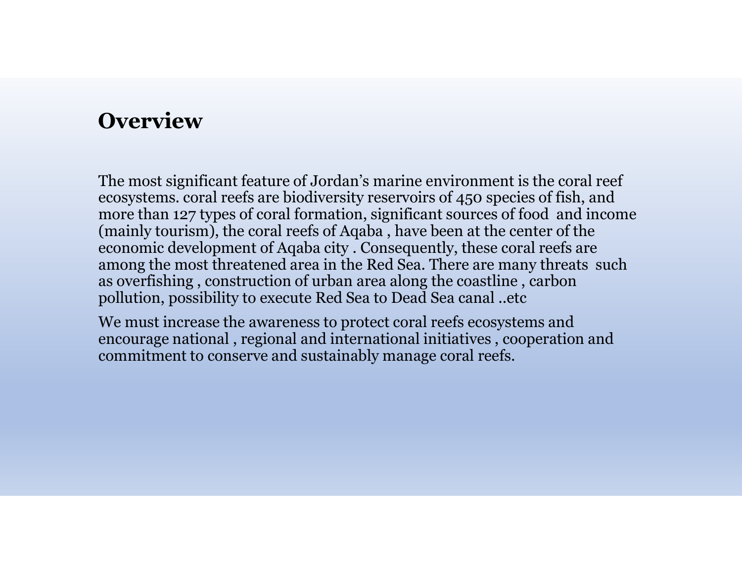# Overview

The most significant feature of Jordan's marine environment is the coral reef ecosystems. coral reefs are biodiversity reservoirs of 450 species of fish, and more than 127 types of coral formation, significant sources of food and income (mainly tourism), the coral reefs of Aqaba , have been at the center of the economic development of Aqaba city . Consequently, these coral reefs are among the most threatened area in the Red Sea. There are many threats such as overfishing , construction of urban area along the coastline , carbon pollution, possibility to execute Red Sea to Dead Sea canal ..etc

We must increase the awareness to protect coral reefs ecosystems and encourage national , regional and international initiatives , cooperation and commitment to conserve and sustainably manage coral reefs.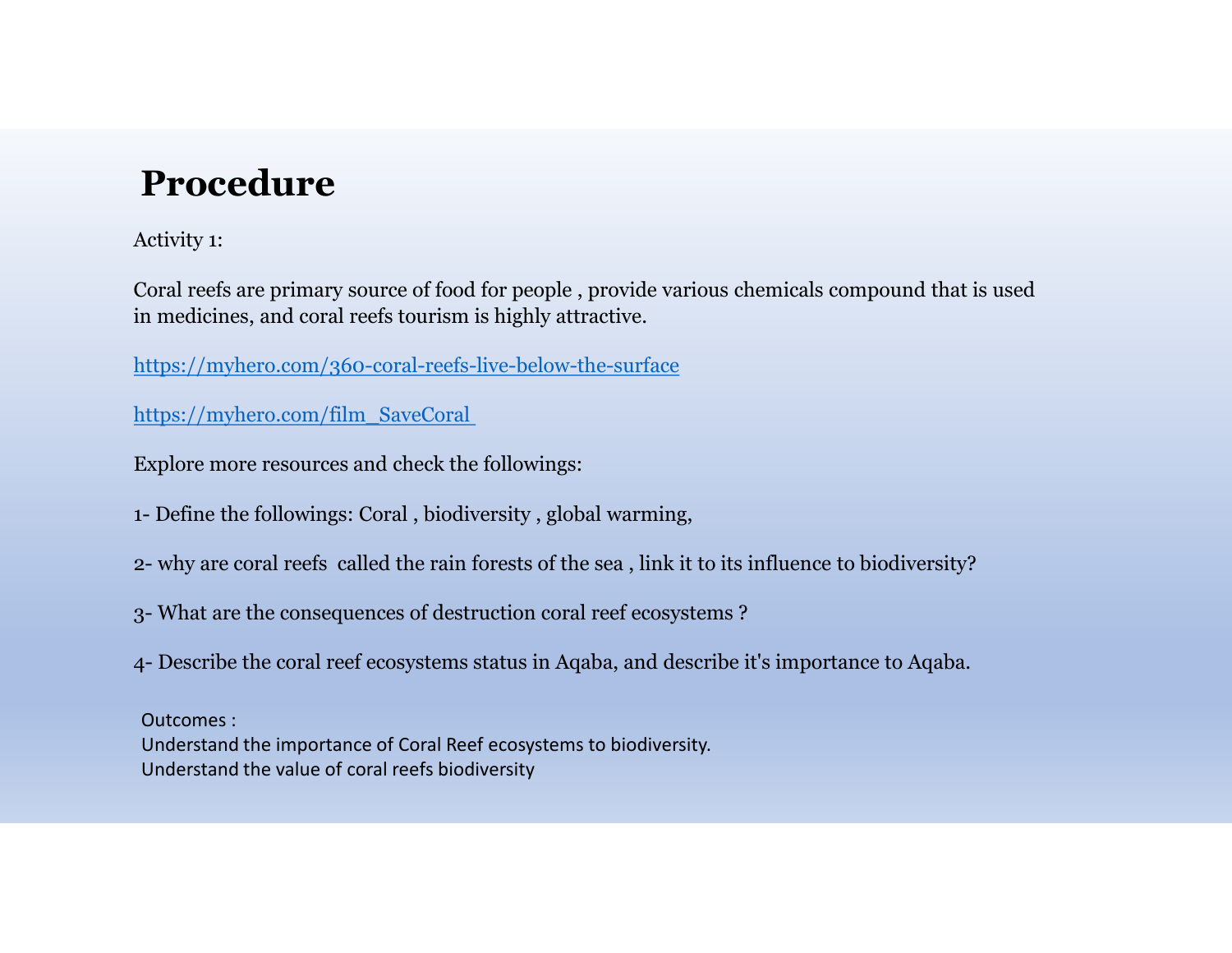# Procedure

Activity 1:

Coral reefs are primary source of food for people , provide various chemicals compound that is used in medicines, and coral reefs tourism is highly attractive.

https://myhero.com/360-coral-reefs-live-below-the-surface

https://myhero.com/film_SaveCoral

Explore more resources and check the followings:

1- Define the followings: Coral , biodiversity , global warming,

2- why are coral reefs called the rain forests of the sea , link it to its influence to biodiversity?

3- What are the consequences of destruction coral reef ecosystems ?

4- Describe the coral reef ecosystems status in Aqaba, and describe it's importance to Aqaba.

Outcomes :
Understand the importance of Coral Reef ecosystems to biodiversity.
Understand the value of coral reefs biodiversity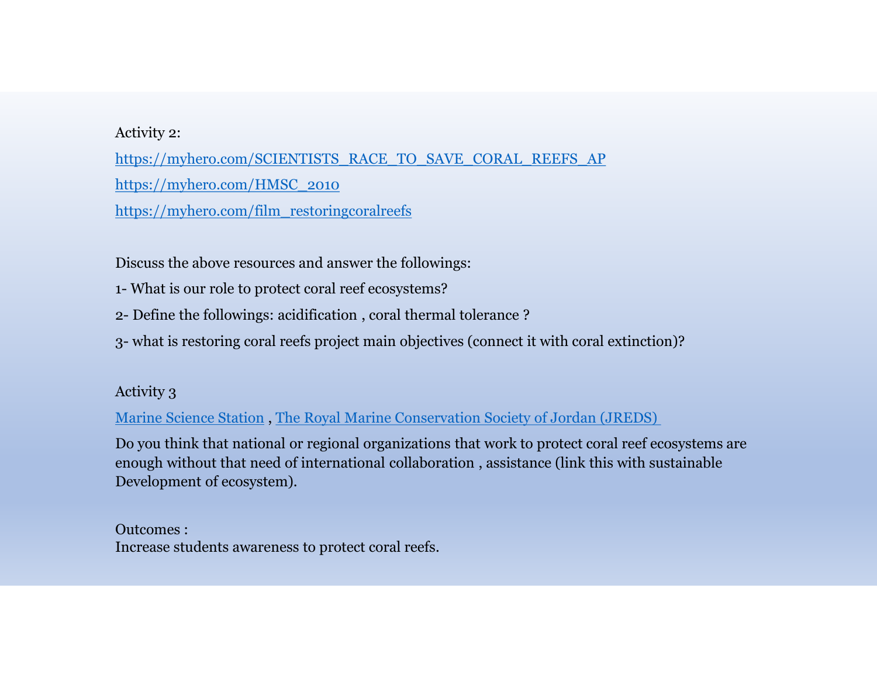Activity 2:

https://myhero.com/SCIENTISTS_RACE_TO_SAVE_CORAL_REEFS_AP

https://myhero.com/HMSC_2010

https://myhero.com/film_restoringcoralreefs

Discuss the above resources and answer the followings:

1- What is our role to protect coral reef ecosystems?

2- Define the followings: acidification , coral thermal tolerance ?

3- what is restoring coral reefs project main objectives (connect it with coral extinction)?

Activity 3

Marine Science Station , The Royal Marine Conservation Society of Jordan (JREDS)

Do you think that national or regional organizations that work to protect coral reef ecosystems are enough without that need of international collaboration , assistance (link this with sustainable Development of ecosystem).

Outcomes :
Increase students awareness to protect coral reefs.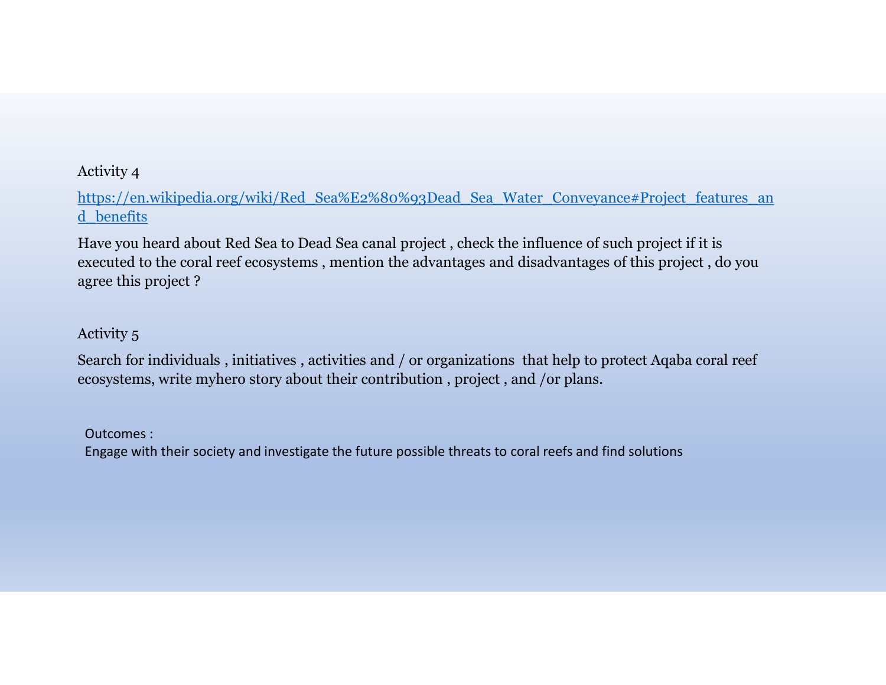Activity 4

https://en.wikipedia.org/wiki/Red_Sea%E2%80%93Dead_Sea_Water_Conveyance#Project_features_and_benefits

Have you heard about Red Sea to Dead Sea canal project , check the influence of such project if it is executed to the coral reef ecosystems , mention the advantages and disadvantages of this project , do you agree this project ?

Activity 5

Search for individuals , initiatives , activities and / or organizations that help to protect Aqaba coral reef ecosystems, write myhero story about their contribution , project , and /or plans.

Outcomes :

Engage with their society and investigate the future possible threats to coral reefs and find solutions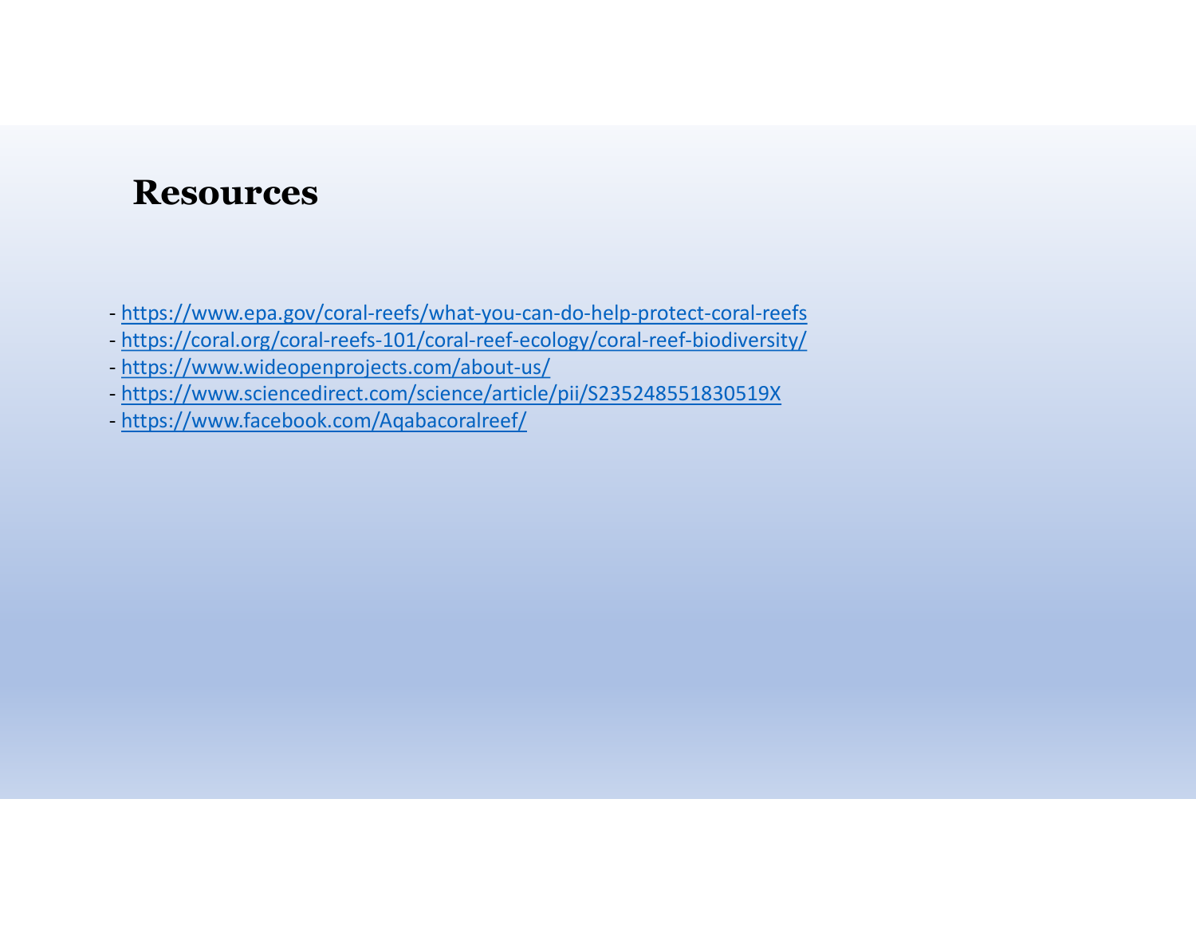## Resources

- https://www.epa.gov/coral-reefs/what-you-can-do-help-protect-coral-reefs
- https://coral.org/coral-reefs-101/coral-reef-ecology/coral-reef-biodiversity/
- https://www.wideopenprojects.com/about-us/
- https://www.sciencedirect.com/science/article/pii/S235248551830519X
- https://www.facebook.com/Aqabacoralreef/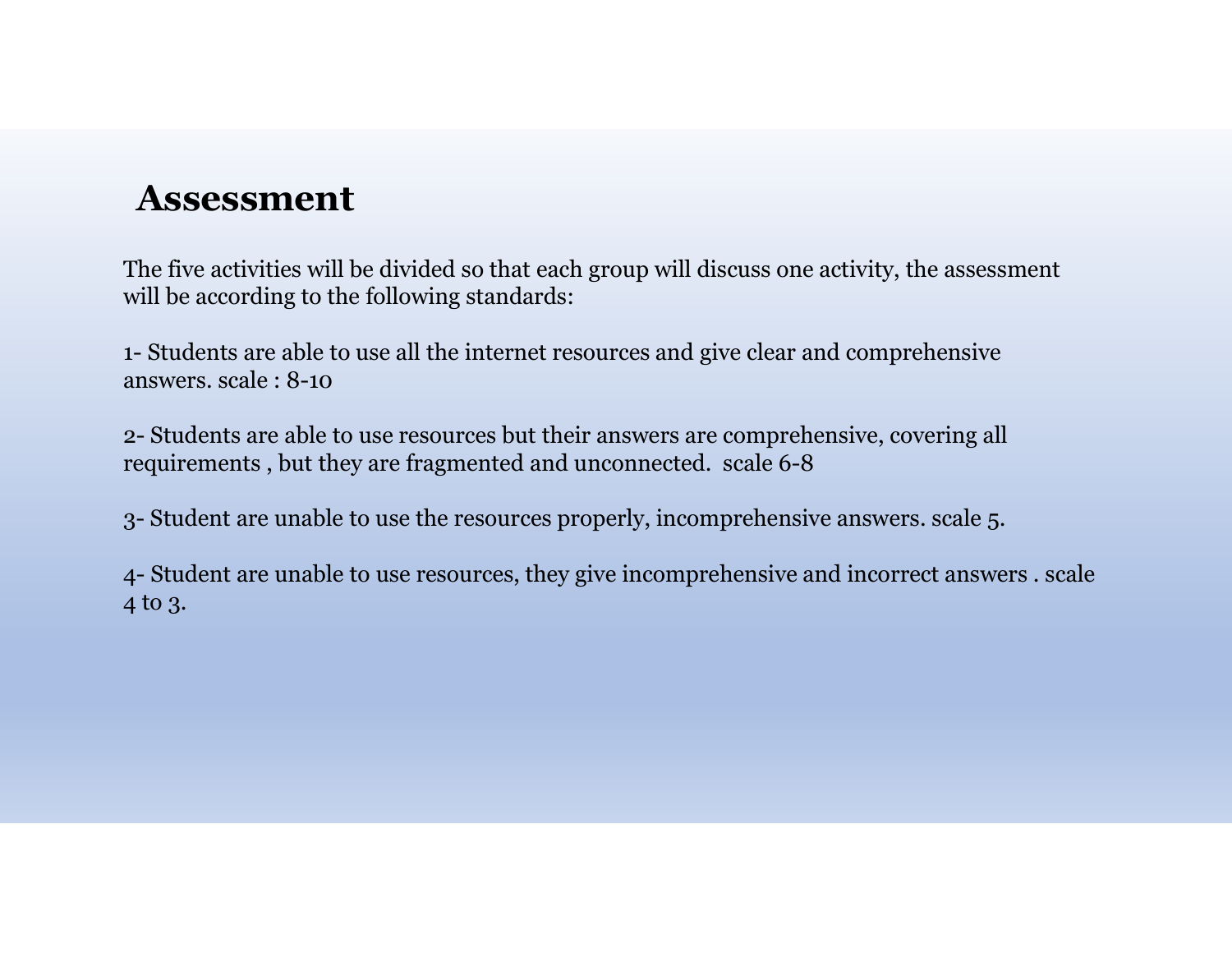## Assessment

The five activities will be divided so that each group will discuss one activity, the assessment will be according to the following standards:

1- Students are able to use all the internet resources and give clear and comprehensive answers. scale : 8-10

2- Students are able to use resources but their answers are comprehensive, covering all requirements , but they are fragmented and unconnected. scale 6-8

3- Student are unable to use the resources properly, incomprehensive answers. scale 5.

4- Student are unable to use resources, they give incomprehensive and incorrect answers . scale 4 to 3.